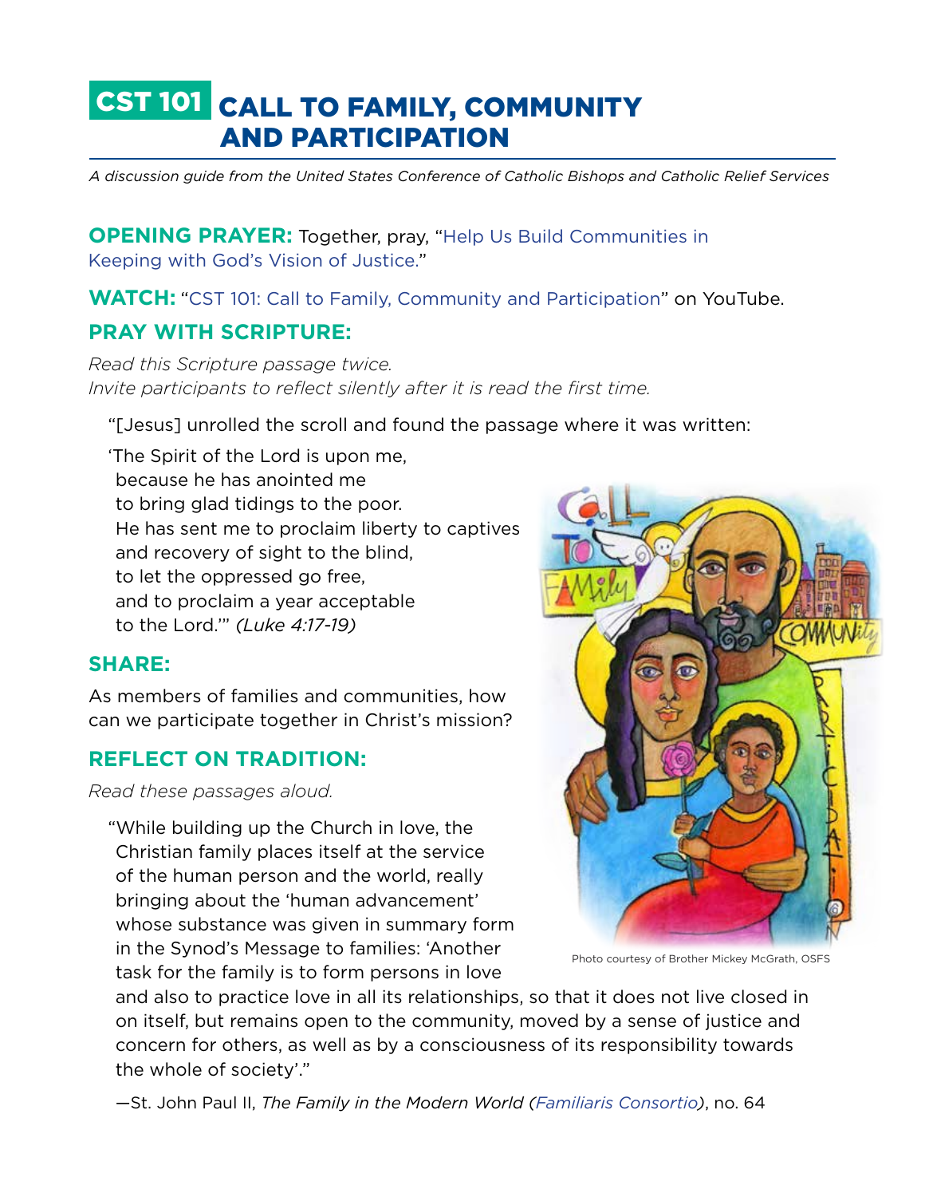# CST 101 CALL TO FAMILY, COMMUNITY AND PARTICIPATION

*A discussion guide from the United States Conference of Catholic Bishops and Catholic Relief Services*

**OPENING PRAYER:** Together, pray, "Help Us Build Communities in Keeping with God's Vision of Justice."

**WATCH:** "CST 101: Call to Family, Community and Participation" on YouTube.

## PRAY WITH SCRIPTURE:

*Read this Scripture passage twice.*
*Invite participants to reflect silently after it is read the first time.*

> "[Jesus] unrolled the scroll and found the passage where it was written:
>
> 'The Spirit of the Lord is upon me,
> because he has anointed me
> to bring glad tidings to the poor.
> He has sent me to proclaim liberty to captives
> and recovery of sight to the blind,
> to let the oppressed go free,
> and to proclaim a year acceptable
> to the Lord.'" *(Luke 4:17-19)*

## SHARE:

As members of families and communities, how can we participate together in Christ's mission?

## REFLECT ON TRADITION:

*Read these passages aloud.*

> "While building up the Church in love, the Christian family places itself at the service of the human person and the world, really bringing about the 'human advancement' whose substance was given in summary form in the Synod's Message to families: 'Another task for the family is to form persons in love and also to practice love in all its relationships, so that it does not live closed in on itself, but remains open to the community, moved by a sense of justice and concern for others, as well as by a consciousness of its responsibility towards the whole of society'."
>
> —St. John Paul II, *The Family in the Modern World (Familiaris Consortio)*, no. 64

Photo courtesy of Brother Mickey McGrath, OSFS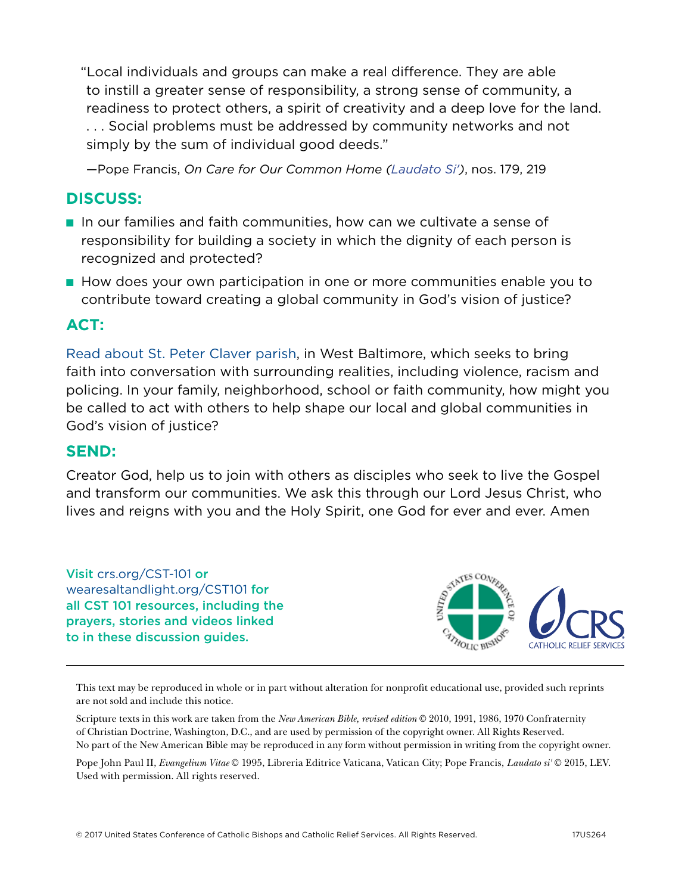> "Local individuals and groups can make a real difference. They are able to instill a greater sense of responsibility, a strong sense of community, a readiness to protect others, a spirit of creativity and a deep love for the land. . . . Social problems must be addressed by community networks and not simply by the sum of individual good deeds."
>
> —Pope Francis, *On Care for Our Common Home (Laudato Si')*, nos. 179, 219

## DISCUSS:

- In our families and faith communities, how can we cultivate a sense of responsibility for building a society in which the dignity of each person is recognized and protected?
- How does your own participation in one or more communities enable you to contribute toward creating a global community in God's vision of justice?

## ACT:

Read about St. Peter Claver parish, in West Baltimore, which seeks to bring faith into conversation with surrounding realities, including violence, racism and policing. In your family, neighborhood, school or faith community, how might you be called to act with others to help shape our local and global communities in God's vision of justice?

## SEND:

Creator God, help us to join with others as disciples who seek to live the Gospel and transform our communities. We ask this through our Lord Jesus Christ, who lives and reigns with you and the Holy Spirit, one God for ever and ever. Amen

**Visit crs.org/CST-101 or wearesaltandlight.org/CST101 for all CST 101 resources, including the prayers, stories and videos linked to in these discussion guides.**

United States Conference of Catholic Bishops

CRS Catholic Relief Services

---

This text may be reproduced in whole or in part without alteration for nonprofit educational use, provided such reprints are not sold and include this notice.

Scripture texts in this work are taken from the *New American Bible, revised edition* © 2010, 1991, 1986, 1970 Confraternity of Christian Doctrine, Washington, D.C., and are used by permission of the copyright owner. All Rights Reserved. No part of the New American Bible may be reproduced in any form without permission in writing from the copyright owner.

Pope John Paul II, *Evangelium Vitae* © 1995, Libreria Editrice Vaticana, Vatican City; Pope Francis, *Laudato si'* © 2015, LEV. Used with permission. All rights reserved.

© 2017 United States Conference of Catholic Bishops and Catholic Relief Services. All Rights Reserved. 17US264